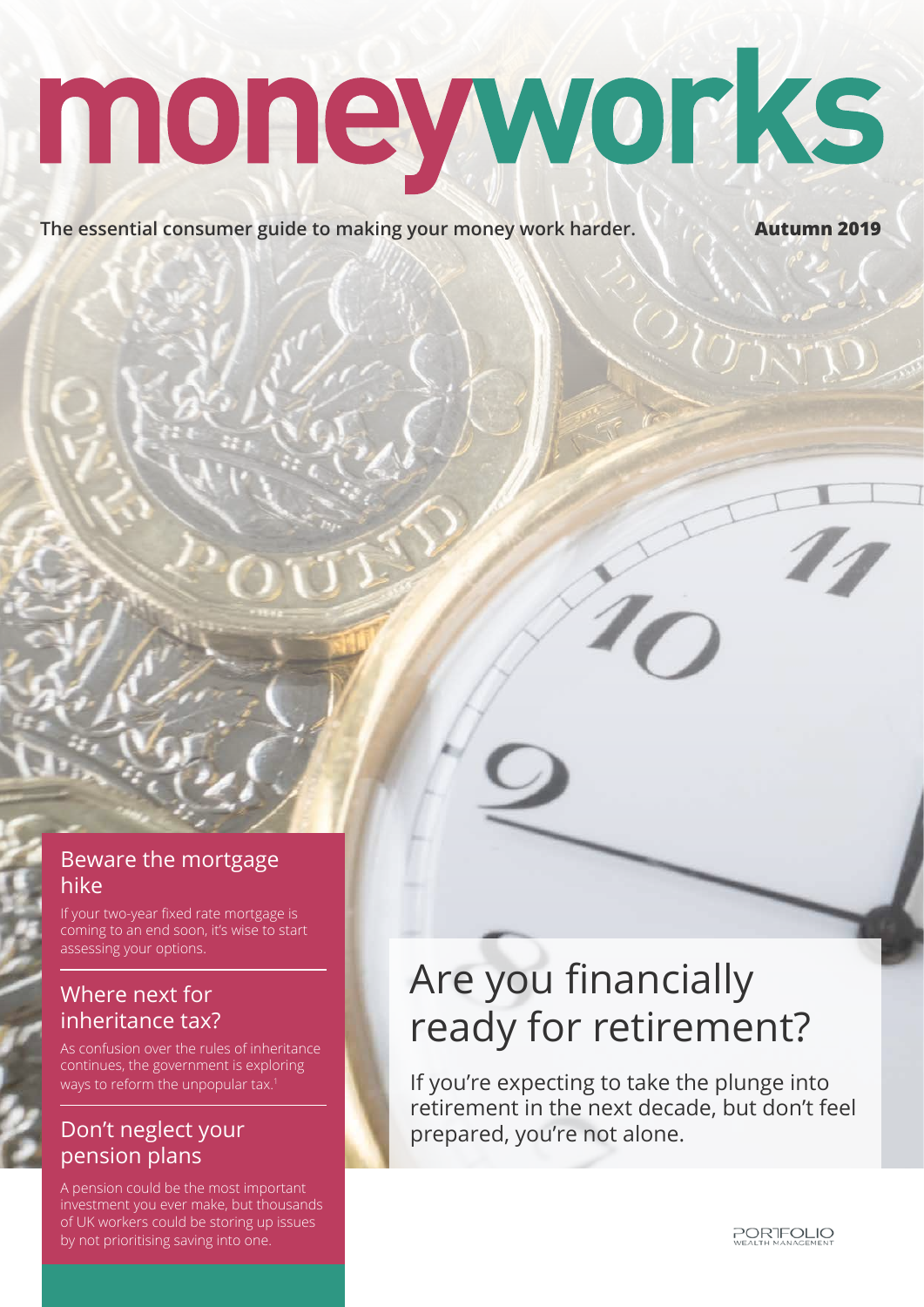# moneyworks

**The essential consumer guide to making your money work harder.** **Autumn 2019**

## Beware the mortgage hike

If your two-year fixed rate mortgage is coming to an end soon, it's wise to start assessing your options.

## Where next for inheritance tax?

As confusion over the rules of inheritance continues, the government is exploring ways to reform the unpopular tax.[1]

## Don't neglect your pension plans

A pension could be the most important investment you ever make, but thousands of UK workers could be storing up issues by not prioritising saving into one.

# Are you financially ready for retirement?

If you're expecting to take the plunge into retirement in the next decade, but don't feel prepared, you're not alone.

PORTFOLIO WEALTH MANAGEMENT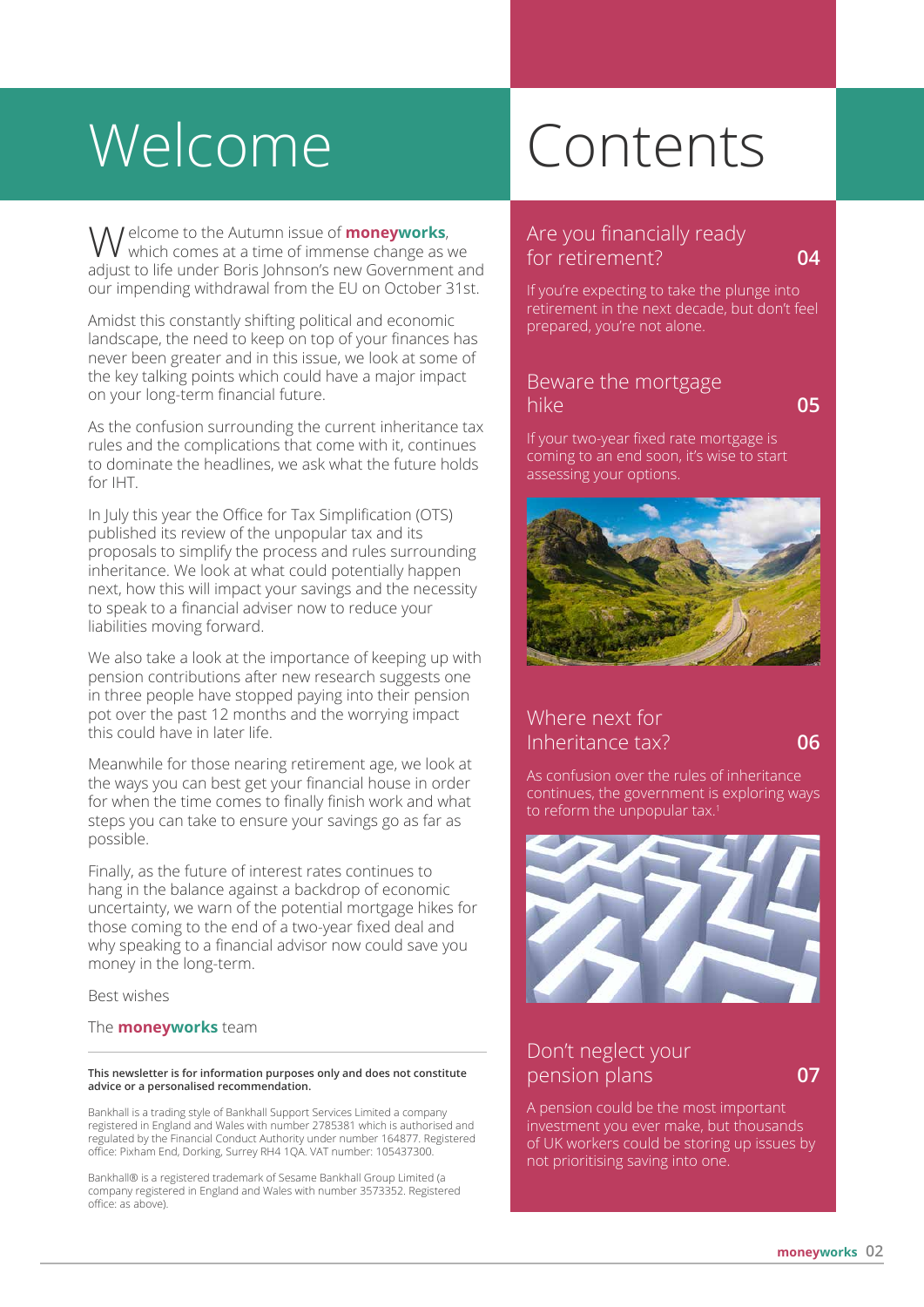# Welcome

Welcome to the Autumn issue of **moneyworks**, which comes at a time of immense change as we adjust to life under Boris Johnson's new Government and our impending withdrawal from the EU on October 31st.

Amidst this constantly shifting political and economic landscape, the need to keep on top of your finances has never been greater and in this issue, we look at some of the key talking points which could have a major impact on your long-term financial future.

As the confusion surrounding the current inheritance tax rules and the complications that come with it, continues to dominate the headlines, we ask what the future holds for IHT.

In July this year the Office for Tax Simplification (OTS) published its review of the unpopular tax and its proposals to simplify the process and rules surrounding inheritance. We look at what could potentially happen next, how this will impact your savings and the necessity to speak to a financial adviser now to reduce your liabilities moving forward.

We also take a look at the importance of keeping up with pension contributions after new research suggests one in three people have stopped paying into their pension pot over the past 12 months and the worrying impact this could have in later life.

Meanwhile for those nearing retirement age, we look at the ways you can best get your financial house in order for when the time comes to finally finish work and what steps you can take to ensure your savings go as far as possible.

Finally, as the future of interest rates continues to hang in the balance against a backdrop of economic uncertainty, we warn of the potential mortgage hikes for those coming to the end of a two-year fixed deal and why speaking to a financial advisor now could save you money in the long-term.

Best wishes

The **moneyworks** team

**This newsletter is for information purposes only and does not constitute advice or a personalised recommendation.**

Bankhall is a trading style of Bankhall Support Services Limited a company registered in England and Wales with number 2785381 which is authorised and regulated by the Financial Conduct Authority under number 164877. Registered office: Pixham End, Dorking, Surrey RH4 1QA. VAT number: 105437300.

Bankhall® is a registered trademark of Sesame Bankhall Group Limited (a company registered in England and Wales with number 3573352. Registered office: as above).

# Contents

## Are you financially ready for retirement? 04

If you're expecting to take the plunge into retirement in the next decade, but don't feel prepared, you're not alone.

## Beware the mortgage hike 05

If your two-year fixed rate mortgage is coming to an end soon, it's wise to start assessing your options.

## Where next for Inheritance tax? 06

As confusion over the rules of inheritance continues, the government is exploring ways to reform the unpopular tax.[1]

## Don't neglect your pension plans 07

A pension could be the most important investment you ever make, but thousands of UK workers could be storing up issues by not prioritising saving into one.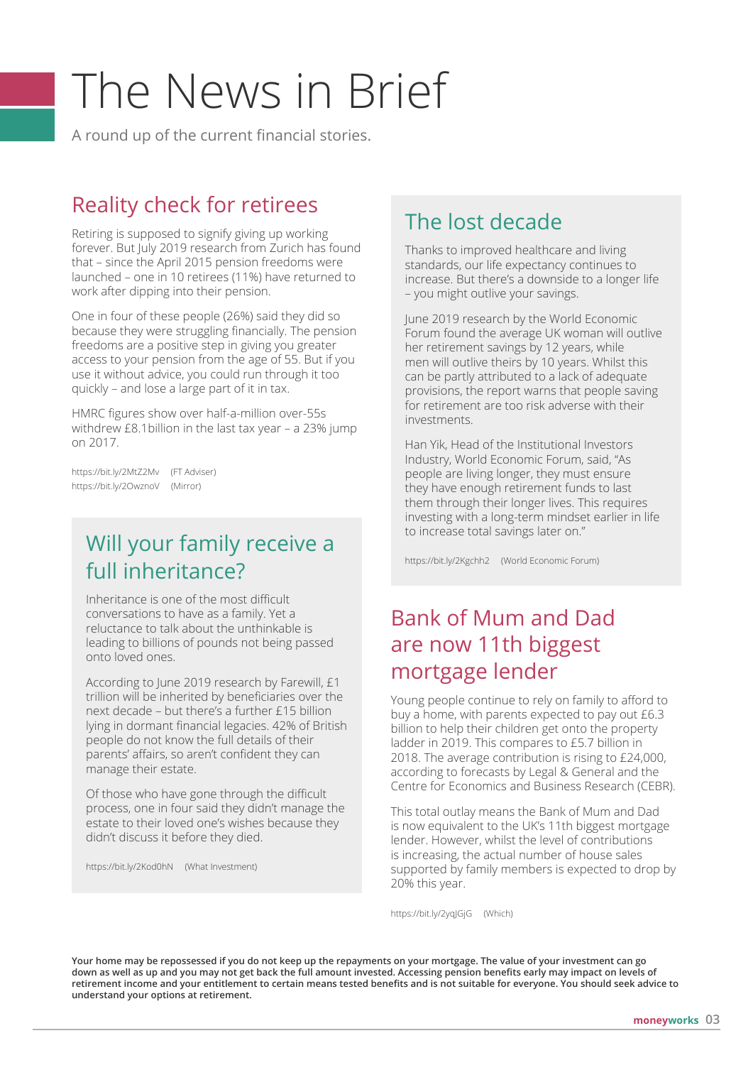# The News in Brief

A round up of the current financial stories.

## Reality check for retirees

Retiring is supposed to signify giving up working forever. But July 2019 research from Zurich has found that – since the April 2015 pension freedoms were launched – one in 10 retirees (11%) have returned to work after dipping into their pension.

One in four of these people (26%) said they did so because they were struggling financially. The pension freedoms are a positive step in giving you greater access to your pension from the age of 55. But if you use it without advice, you could run through it too quickly – and lose a large part of it in tax.

HMRC figures show over half-a-million over-55s withdrew £8.1billion in the last tax year – a 23% jump on 2017.

https://bit.ly/2MtZ2Mv (FT Adviser)
https://bit.ly/2OwznoV (Mirror)

## Will your family receive a full inheritance?

Inheritance is one of the most difficult conversations to have as a family. Yet a reluctance to talk about the unthinkable is leading to billions of pounds not being passed onto loved ones.

According to June 2019 research by Farewill, £1 trillion will be inherited by beneficiaries over the next decade – but there's a further £15 billion lying in dormant financial legacies. 42% of British people do not know the full details of their parents' affairs, so aren't confident they can manage their estate.

Of those who have gone through the difficult process, one in four said they didn't manage the estate to their loved one's wishes because they didn't discuss it before they died.

https://bit.ly/2Kod0hN (What Investment)

## The lost decade

Thanks to improved healthcare and living standards, our life expectancy continues to increase. But there's a downside to a longer life – you might outlive your savings.

June 2019 research by the World Economic Forum found the average UK woman will outlive her retirement savings by 12 years, while men will outlive theirs by 10 years. Whilst this can be partly attributed to a lack of adequate provisions, the report warns that people saving for retirement are too risk adverse with their investments.

Han Yik, Head of the Institutional Investors Industry, World Economic Forum, said, "As people are living longer, they must ensure they have enough retirement funds to last them through their longer lives. This requires investing with a long-term mindset earlier in life to increase total savings later on."

https://bit.ly/2Kgchh2 (World Economic Forum)

## Bank of Mum and Dad are now 11th biggest mortgage lender

Young people continue to rely on family to afford to buy a home, with parents expected to pay out £6.3 billion to help their children get onto the property ladder in 2019. This compares to £5.7 billion in 2018. The average contribution is rising to £24,000, according to forecasts by Legal & General and the Centre for Economics and Business Research (CEBR).

This total outlay means the Bank of Mum and Dad is now equivalent to the UK's 11th biggest mortgage lender. However, whilst the level of contributions is increasing, the actual number of house sales supported by family members is expected to drop by 20% this year.

https://bit.ly/2yqJGjG (Which)

**Your home may be repossessed if you do not keep up the repayments on your mortgage. The value of your investment can go down as well as up and you may not get back the full amount invested. Accessing pension benefits early may impact on levels of retirement income and your entitlement to certain means tested benefits and is not suitable for everyone. You should seek advice to understand your options at retirement.**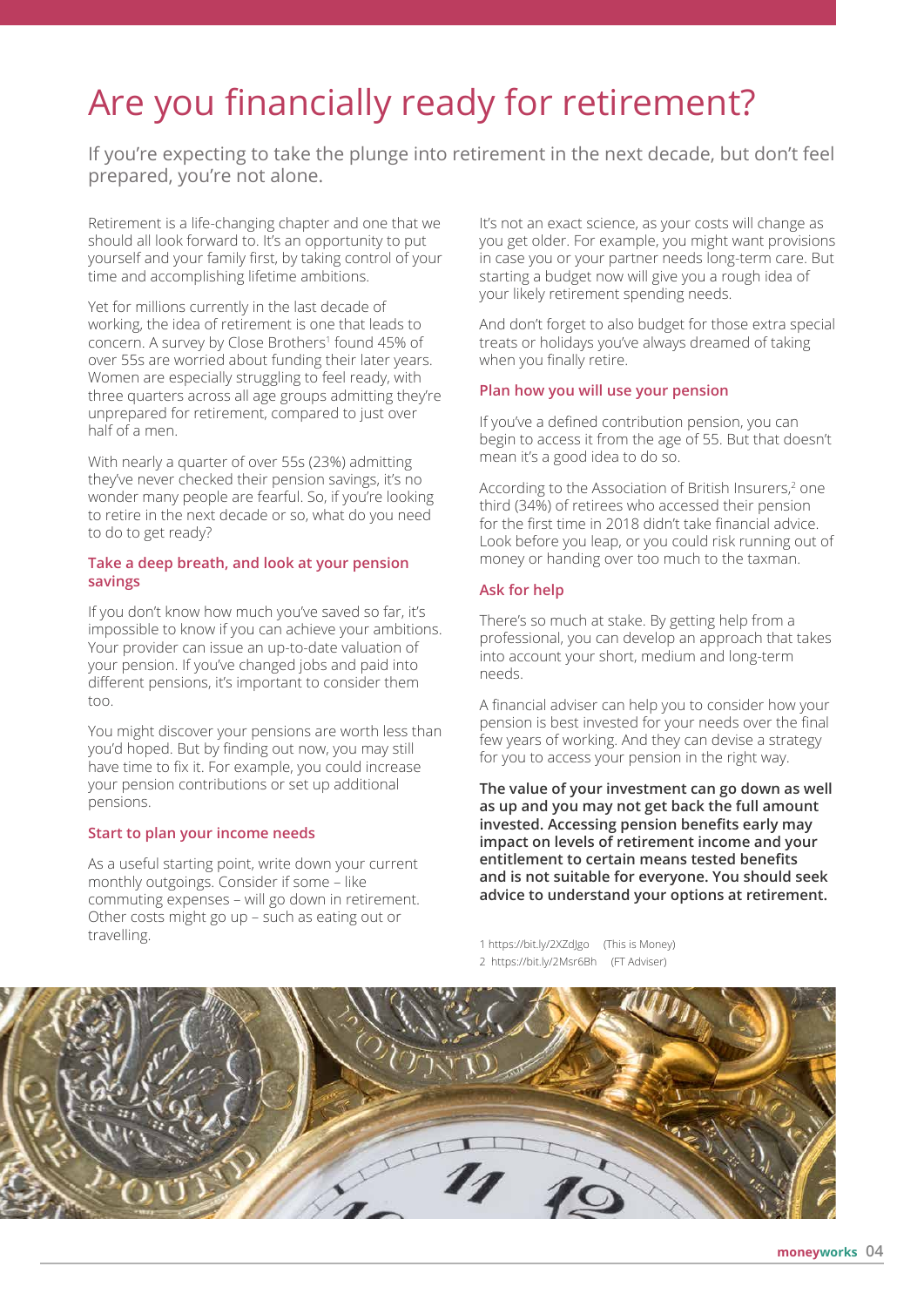# Are you financially ready for retirement?

If you're expecting to take the plunge into retirement in the next decade, but don't feel prepared, you're not alone.

Retirement is a life-changing chapter and one that we should all look forward to. It's an opportunity to put yourself and your family first, by taking control of your time and accomplishing lifetime ambitions.

Yet for millions currently in the last decade of working, the idea of retirement is one that leads to concern. A survey by Close Brothers[1] found 45% of over 55s are worried about funding their later years. Women are especially struggling to feel ready, with three quarters across all age groups admitting they're unprepared for retirement, compared to just over half of a men.

With nearly a quarter of over 55s (23%) admitting they've never checked their pension savings, it's no wonder many people are fearful. So, if you're looking to retire in the next decade or so, what do you need to do to get ready?

## Take a deep breath, and look at your pension savings

If you don't know how much you've saved so far, it's impossible to know if you can achieve your ambitions. Your provider can issue an up-to-date valuation of your pension. If you've changed jobs and paid into different pensions, it's important to consider them too.

You might discover your pensions are worth less than you'd hoped. But by finding out now, you may still have time to fix it. For example, you could increase your pension contributions or set up additional pensions.

## Start to plan your income needs

As a useful starting point, write down your current monthly outgoings. Consider if some – like commuting expenses – will go down in retirement. Other costs might go up – such as eating out or travelling.

It's not an exact science, as your costs will change as you get older. For example, you might want provisions in case you or your partner needs long-term care. But starting a budget now will give you a rough idea of your likely retirement spending needs.

And don't forget to also budget for those extra special treats or holidays you've always dreamed of taking when you finally retire.

## Plan how you will use your pension

If you've a defined contribution pension, you can begin to access it from the age of 55. But that doesn't mean it's a good idea to do so.

According to the Association of British Insurers,[2] one third (34%) of retirees who accessed their pension for the first time in 2018 didn't take financial advice. Look before you leap, or you could risk running out of money or handing over too much to the taxman.

## Ask for help

There's so much at stake. By getting help from a professional, you can develop an approach that takes into account your short, medium and long-term needs.

A financial adviser can help you to consider how your pension is best invested for your needs over the final few years of working. And they can devise a strategy for you to access your pension in the right way.

**The value of your investment can go down as well as up and you may not get back the full amount invested. Accessing pension benefits early may impact on levels of retirement income and your entitlement to certain means tested benefits and is not suitable for everyone. You should seek advice to understand your options at retirement.**

1 https://bit.ly/2XZdJgo (This is Money)
2 https://bit.ly/2Msr6Bh (FT Adviser)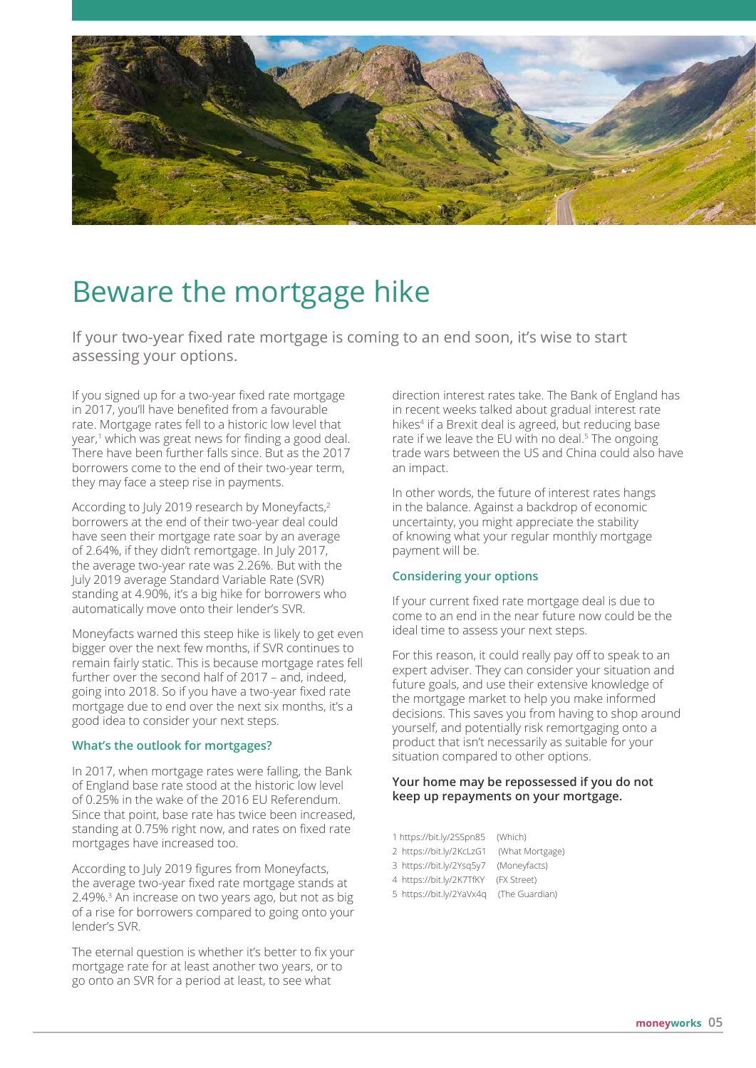# Beware the mortgage hike

If your two-year fixed rate mortgage is coming to an end soon, it's wise to start assessing your options.

If you signed up for a two-year fixed rate mortgage in 2017, you'll have benefited from a favourable rate. Mortgage rates fell to a historic low level that year,[1] which was great news for finding a good deal. There have been further falls since. But as the 2017 borrowers come to the end of their two-year term, they may face a steep rise in payments.

According to July 2019 research by Moneyfacts,[2] borrowers at the end of their two-year deal could have seen their mortgage rate soar by an average of 2.64%, if they didn't remortgage. In July 2017, the average two-year rate was 2.26%. But with the July 2019 average Standard Variable Rate (SVR) standing at 4.90%, it's a big hike for borrowers who automatically move onto their lender's SVR.

Moneyfacts warned this steep hike is likely to get even bigger over the next few months, if SVR continues to remain fairly static. This is because mortgage rates fell further over the second half of 2017 – and, indeed, going into 2018. So if you have a two-year fixed rate mortgage due to end over the next six months, it's a good idea to consider your next steps.

### What's the outlook for mortgages?

In 2017, when mortgage rates were falling, the Bank of England base rate stood at the historic low level of 0.25% in the wake of the 2016 EU Referendum. Since that point, base rate has twice been increased, standing at 0.75% right now, and rates on fixed rate mortgages have increased too.

According to July 2019 figures from Moneyfacts, the average two-year fixed rate mortgage stands at 2.49%.[3] An increase on two years ago, but not as big of a rise for borrowers compared to going onto your lender's SVR.

The eternal question is whether it's better to fix your mortgage rate for at least another two years, or to go onto an SVR for a period at least, to see what direction interest rates take. The Bank of England has in recent weeks talked about gradual interest rate hikes[4] if a Brexit deal is agreed, but reducing base rate if we leave the EU with no deal.[5] The ongoing trade wars between the US and China could also have an impact.

In other words, the future of interest rates hangs in the balance. Against a backdrop of economic uncertainty, you might appreciate the stability of knowing what your regular monthly mortgage payment will be.

### Considering your options

If your current fixed rate mortgage deal is due to come to an end in the near future now could be the ideal time to assess your next steps.

For this reason, it could really pay off to speak to an expert adviser. They can consider your situation and future goals, and use their extensive knowledge of the mortgage market to help you make informed decisions. This saves you from having to shop around yourself, and potentially risk remortgaging onto a product that isn't necessarily as suitable for your situation compared to other options.

**Your home may be repossessed if you do not keep up repayments on your mortgage.**

1 https://bit.ly/2SSpn85 (Which)
2 https://bit.ly/2KcLzG1 (What Mortgage)
3 https://bit.ly/2Ysq5y7 (Moneyfacts)
4 https://bit.ly/2K7TfKY (FX Street)
5 https://bit.ly/2YaVx4q (The Guardian)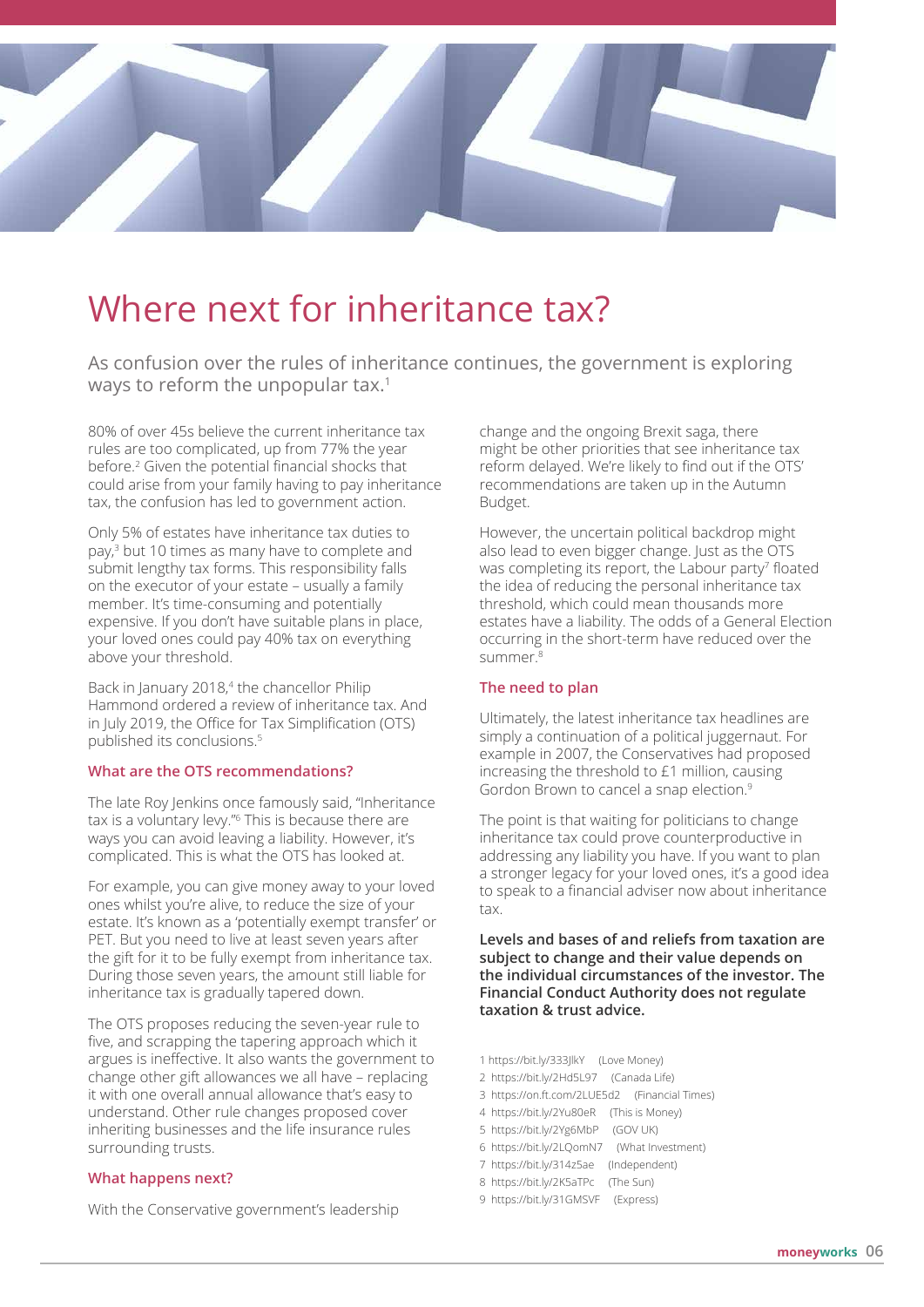# Where next for inheritance tax?

As confusion over the rules of inheritance continues, the government is exploring ways to reform the unpopular tax.[1]

80% of over 45s believe the current inheritance tax rules are too complicated, up from 77% the year before.[2] Given the potential financial shocks that could arise from your family having to pay inheritance tax, the confusion has led to government action.

Only 5% of estates have inheritance tax duties to pay,[3] but 10 times as many have to complete and submit lengthy tax forms. This responsibility falls on the executor of your estate – usually a family member. It's time-consuming and potentially expensive. If you don't have suitable plans in place, your loved ones could pay 40% tax on everything above your threshold.

Back in January 2018,[4] the chancellor Philip Hammond ordered a review of inheritance tax. And in July 2019, the Office for Tax Simplification (OTS) published its conclusions.[5]

### What are the OTS recommendations?

The late Roy Jenkins once famously said, "Inheritance tax is a voluntary levy."[6] This is because there are ways you can avoid leaving a liability. However, it's complicated. This is what the OTS has looked at.

For example, you can give money away to your loved ones whilst you're alive, to reduce the size of your estate. It's known as a 'potentially exempt transfer' or PET. But you need to live at least seven years after the gift for it to be fully exempt from inheritance tax. During those seven years, the amount still liable for inheritance tax is gradually tapered down.

The OTS proposes reducing the seven-year rule to five, and scrapping the tapering approach which it argues is ineffective. It also wants the government to change other gift allowances we all have – replacing it with one overall annual allowance that's easy to understand. Other rule changes proposed cover inheriting businesses and the life insurance rules surrounding trusts.

### What happens next?

With the Conservative government's leadership change and the ongoing Brexit saga, there might be other priorities that see inheritance tax reform delayed. We're likely to find out if the OTS' recommendations are taken up in the Autumn Budget.

However, the uncertain political backdrop might also lead to even bigger change. Just as the OTS was completing its report, the Labour party[7] floated the idea of reducing the personal inheritance tax threshold, which could mean thousands more estates have a liability. The odds of a General Election occurring in the short-term have reduced over the summer.[8]

### The need to plan

Ultimately, the latest inheritance tax headlines are simply a continuation of a political juggernaut. For example in 2007, the Conservatives had proposed increasing the threshold to £1 million, causing Gordon Brown to cancel a snap election.[9]

The point is that waiting for politicians to change inheritance tax could prove counterproductive in addressing any liability you have. If you want to plan a stronger legacy for your loved ones, it's a good idea to speak to a financial adviser now about inheritance tax.

**Levels and bases of and reliefs from taxation are subject to change and their value depends on the individual circumstances of the investor. The Financial Conduct Authority does not regulate taxation & trust advice.**

1 https://bit.ly/333JlkY (Love Money)
2 https://bit.ly/2Hd5L97 (Canada Life)
3 https://on.ft.com/2LUE5d2 (Financial Times)
4 https://bit.ly/2Yu80eR (This is Money)
5 https://bit.ly/2Yg6MbP (GOV UK)
6 https://bit.ly/2LQomN7 (What Investment)
7 https://bit.ly/314z5ae (Independent)
8 https://bit.ly/2K5aTPc (The Sun)
9 https://bit.ly/31GMSVF (Express)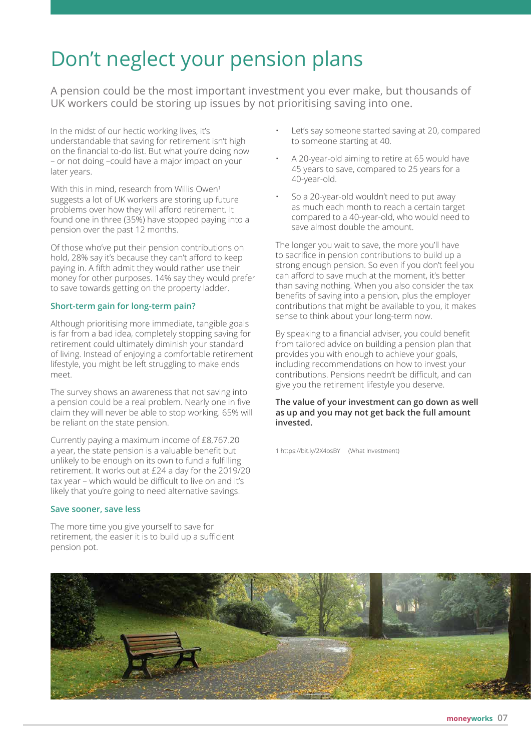# Don't neglect your pension plans

A pension could be the most important investment you ever make, but thousands of UK workers could be storing up issues by not prioritising saving into one.

In the midst of our hectic working lives, it's understandable that saving for retirement isn't high on the financial to-do list. But what you're doing now – or not doing –could have a major impact on your later years.

With this in mind, research from Willis Owen[1] suggests a lot of UK workers are storing up future problems over how they will afford retirement. It found one in three (35%) have stopped paying into a pension over the past 12 months.

Of those who've put their pension contributions on hold, 28% say it's because they can't afford to keep paying in. A fifth admit they would rather use their money for other purposes. 14% say they would prefer to save towards getting on the property ladder.

### Short-term gain for long-term pain?

Although prioritising more immediate, tangible goals is far from a bad idea, completely stopping saving for retirement could ultimately diminish your standard of living. Instead of enjoying a comfortable retirement lifestyle, you might be left struggling to make ends meet.

The survey shows an awareness that not saving into a pension could be a real problem. Nearly one in five claim they will never be able to stop working. 65% will be reliant on the state pension.

Currently paying a maximum income of £8,767.20 a year, the state pension is a valuable benefit but unlikely to be enough on its own to fund a fulfilling retirement. It works out at £24 a day for the 2019/20 tax year – which would be difficult to live on and it's likely that you're going to need alternative savings.

### Save sooner, save less

The more time you give yourself to save for retirement, the easier it is to build up a sufficient pension pot.

- Let's say someone started saving at 20, compared to someone starting at 40.
- A 20-year-old aiming to retire at 65 would have 45 years to save, compared to 25 years for a 40-year-old.
- So a 20-year-old wouldn't need to put away as much each month to reach a certain target compared to a 40-year-old, who would need to save almost double the amount.

The longer you wait to save, the more you'll have to sacrifice in pension contributions to build up a strong enough pension. So even if you don't feel you can afford to save much at the moment, it's better than saving nothing. When you also consider the tax benefits of saving into a pension, plus the employer contributions that might be available to you, it makes sense to think about your long-term now.

By speaking to a financial adviser, you could benefit from tailored advice on building a pension plan that provides you with enough to achieve your goals, including recommendations on how to invest your contributions. Pensions needn't be difficult, and can give you the retirement lifestyle you deserve.

**The value of your investment can go down as well as up and you may not get back the full amount invested.**

1 https://bit.ly/2X4osBY (What Investment)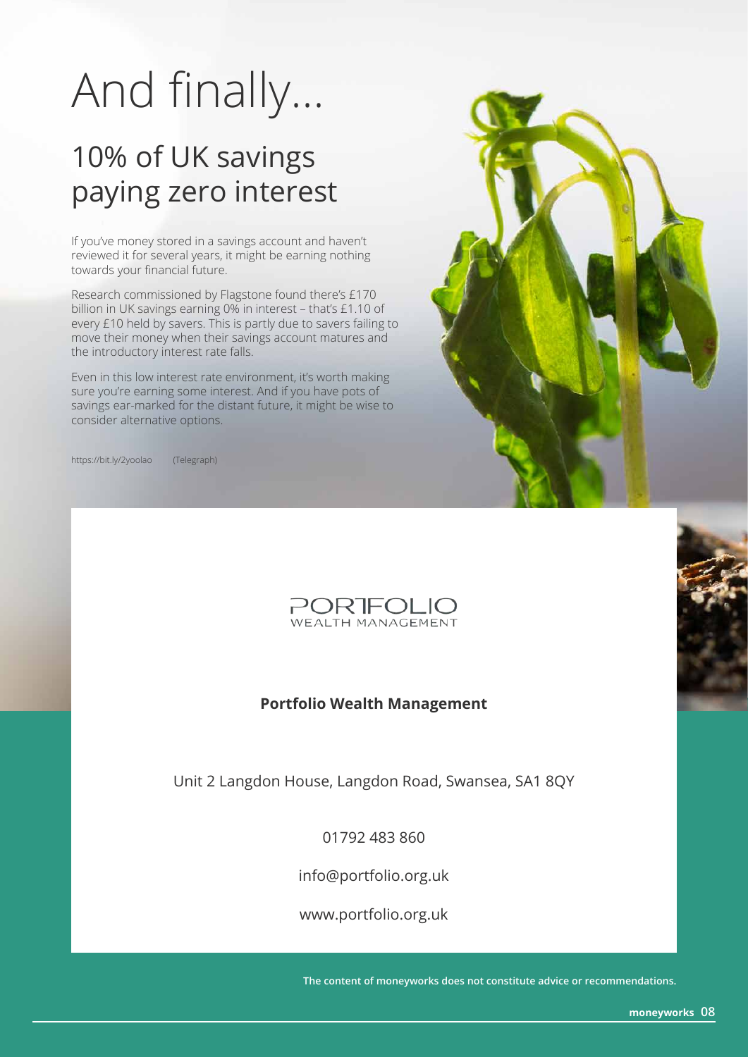# And finally...

## 10% of UK savings paying zero interest

If you've money stored in a savings account and haven't reviewed it for several years, it might be earning nothing towards your financial future.

Research commissioned by Flagstone found there's £170 billion in UK savings earning 0% in interest – that's £1.10 of every £10 held by savers. This is partly due to savers failing to move their money when their savings account matures and the introductory interest rate falls.

Even in this low interest rate environment, it's worth making sure you're earning some interest. And if you have pots of savings ear-marked for the distant future, it might be wise to consider alternative options.

https://bit.ly/2yoolao (Telegraph)

PORTFOLIO
WEALTH MANAGEMENT

**Portfolio Wealth Management**

Unit 2 Langdon House, Langdon Road, Swansea, SA1 8QY

01792 483 860

info@portfolio.org.uk

www.portfolio.org.uk

**The content of moneyworks does not constitute advice or recommendations.**